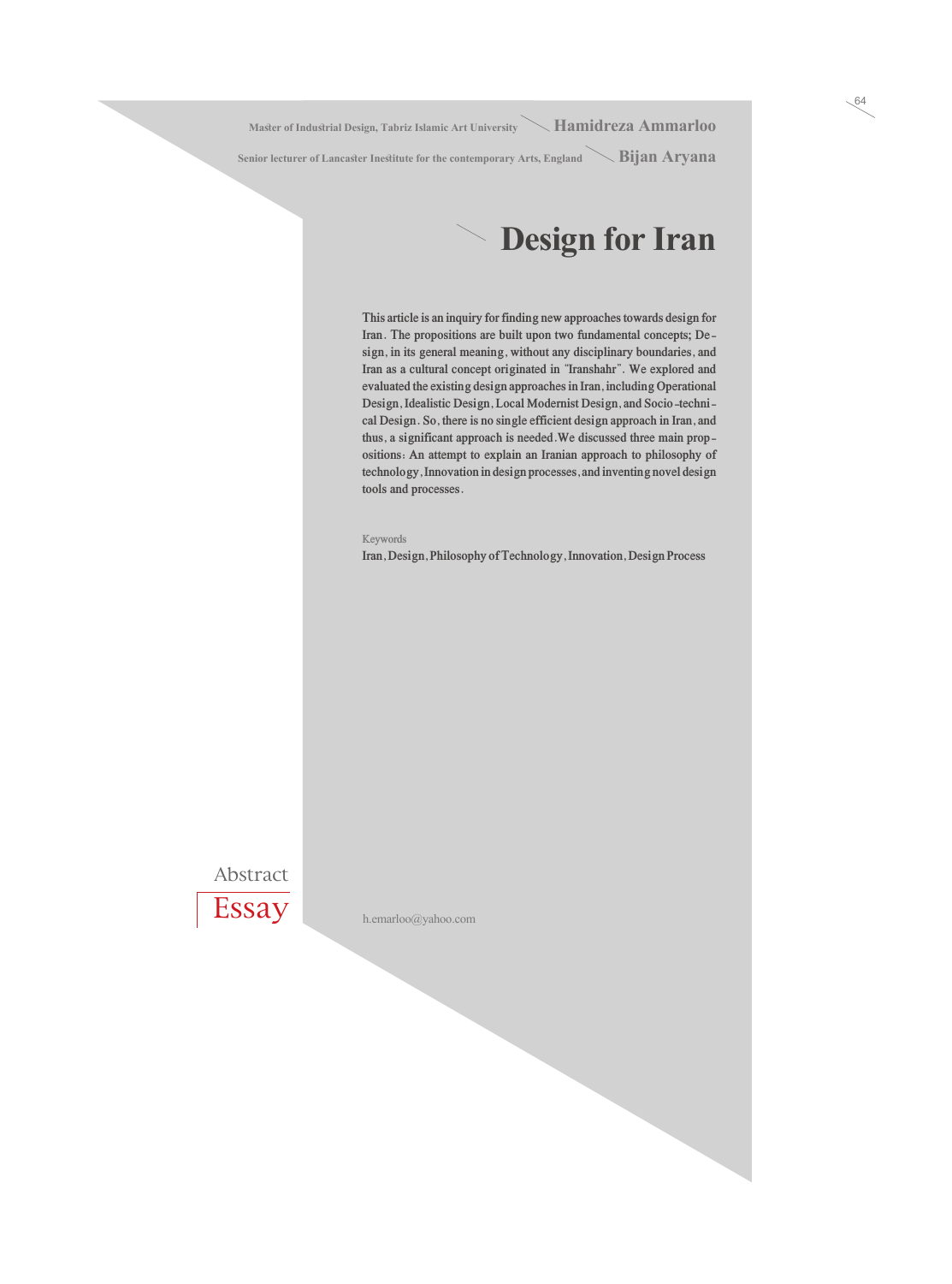**Hamidreza Ammarloo** — Master of Industrial Design, Tabriz Islamic Art University

**Bijan Aryana** — Senior lecturer of Lancaster Ineštitute for the contemporary Arts, England

# Design for Iran

This article is an inquiry for finding new approaches towards design for Iran. The propositions are built upon two fundamental concepts; Design, in its general meaning, without any disciplinary boundaries, and Iran as a cultural concept originated in "Iranshahr". We explored and evaluated the existing design approaches in Iran, including Operational Design, Idealistic Design, Local Modernist Design, and Socio-technical Design. So, there is no single efficient design approach in Iran, and thus, a significant approach is needed. We discussed three main propositions: An attempt to explain an Iranian approach to philosophy of technology, Innovation in design processes, and inventing novel design tools and processes.

Keywords

Iran, Design, Philosophy of Technology, Innovation, Design Process

Abstract

Essay

h.emarloo@yahoo.com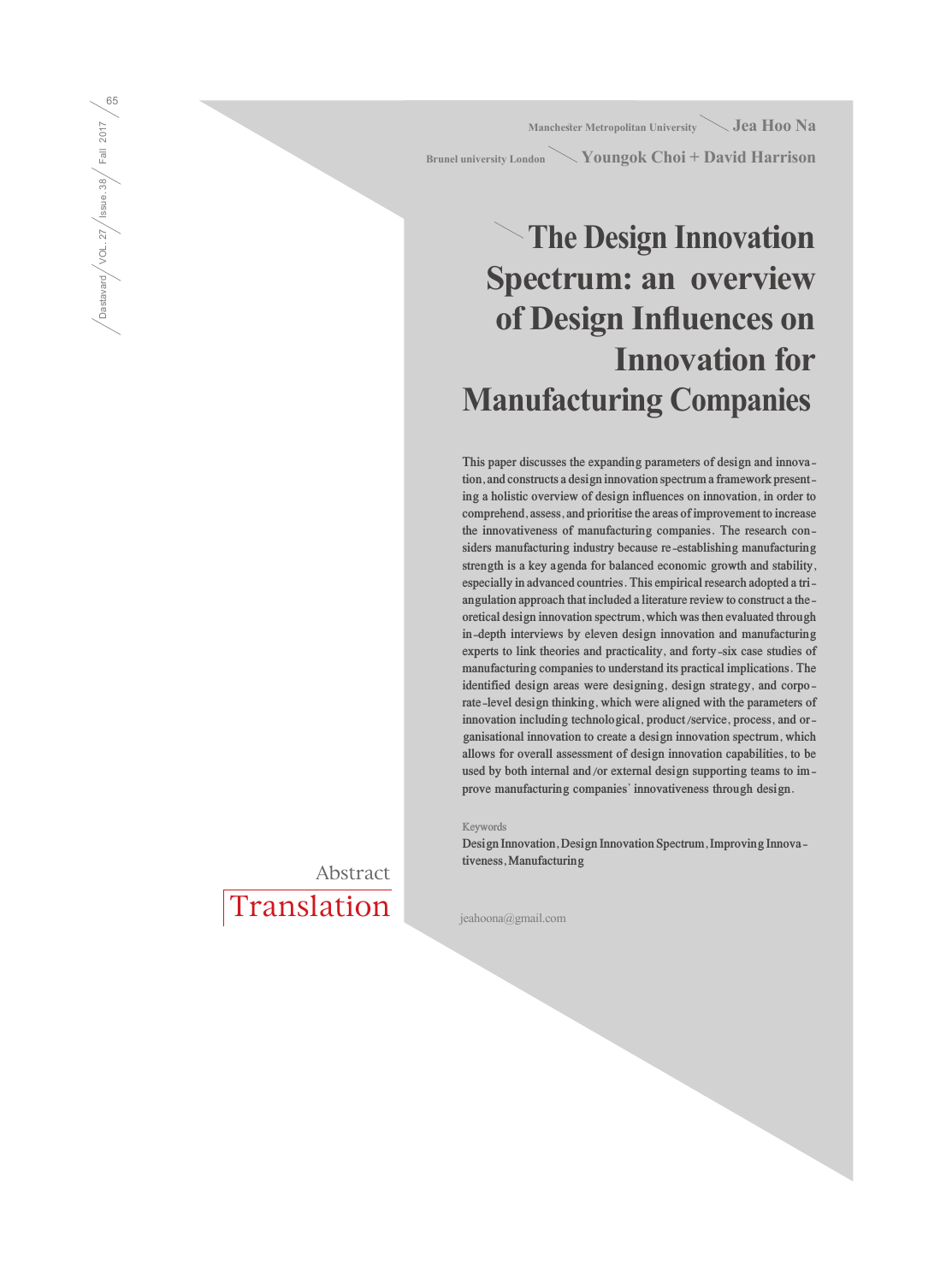Manchester Metropolitan University — **Jea Hoo Na**

Brunel university London — **Youngok Choi + David Harrison**

# The Design Innovation Spectrum: an overview of Design Influences on Innovation for Manufacturing Companies

This paper discusses the expanding parameters of design and innovation, and constructs a design innovation spectrum a framework presenting a holistic overview of design influences on innovation, in order to comprehend, assess, and prioritise the areas of improvement to increase the innovativeness of manufacturing companies. The research considers manufacturing industry because re-establishing manufacturing strength is a key agenda for balanced economic growth and stability, especially in advanced countries. This empirical research adopted a triangulation approach that included a literature review to construct a theoretical design innovation spectrum, which was then evaluated through in-depth interviews by eleven design innovation and manufacturing experts to link theories and practicality, and forty-six case studies of manufacturing companies to understand its practical implications. The identified design areas were designing, design strategy, and corporate-level design thinking, which were aligned with the parameters of innovation including technological, product/service, process, and organisational innovation to create a design innovation spectrum, which allows for overall assessment of design innovation capabilities, to be used by both internal and/or external design supporting teams to improve manufacturing companies' innovativeness through design.

Keywords

Design Innovation, Design Innovation Spectrum, Improving Innovativeness, Manufacturing

Abstract

Translation

jeahoona@gmail.com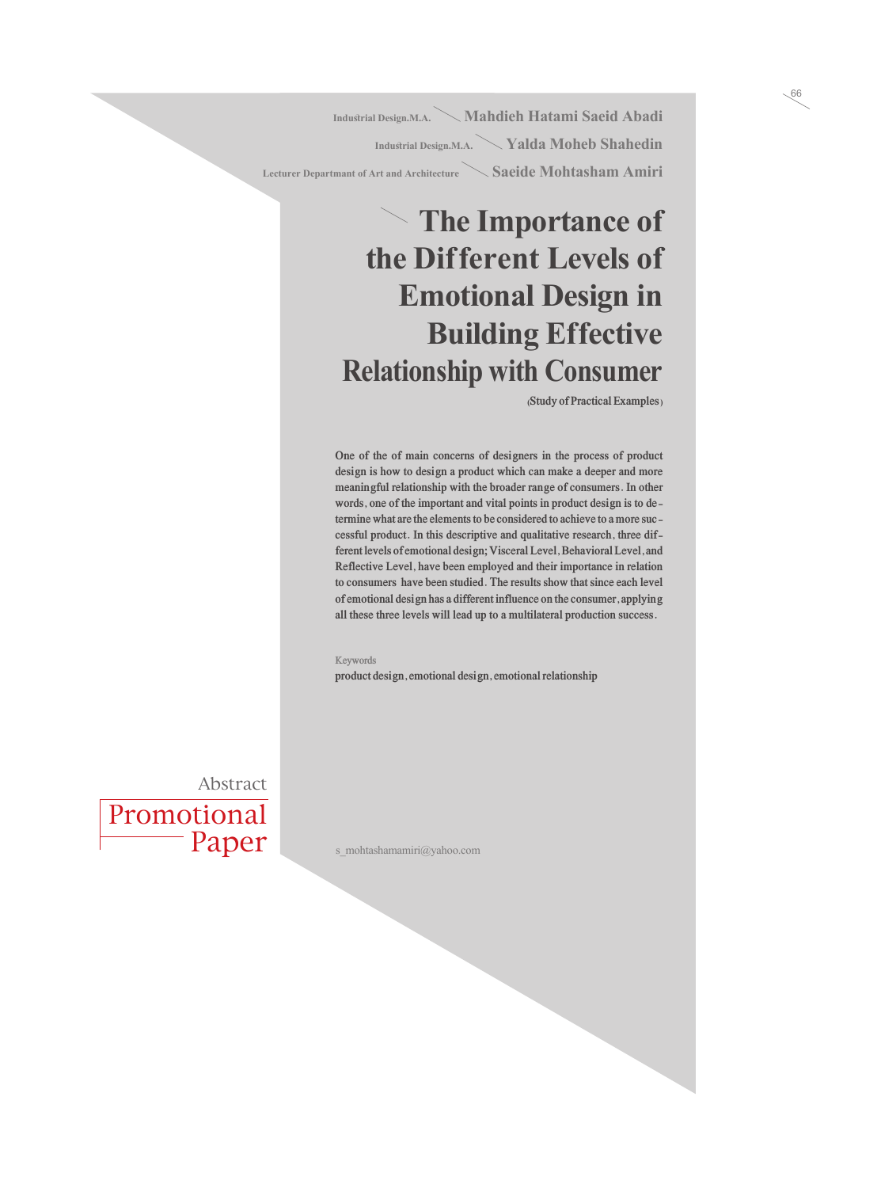Industrial Design.M.A. — **Mahdieh Hatami Saeid Abadi**

Industrial Design.M.A. — **Yalda Moheb Shahedin**

Lecturer Departmant of Art and Architecture — **Saeide Mohtasham Amiri**

# The Importance of the Different Levels of Emotional Design in Building Effective Relationship with Consumer

(Study of Practical Examples)

One of the of main concerns of designers in the process of product design is how to design a product which can make a deeper and more meaningful relationship with the broader range of consumers. In other words, one of the important and vital points in product design is to determine what are the elements to be considered to achieve to a more successful product. In this descriptive and qualitative research, three different levels of emotional design; Visceral Level, Behavioral Level, and Reflective Level, have been employed and their importance in relation to consumers have been studied. The results show that since each level of emotional design has a different influence on the consumer, applying all these three levels will lead up to a multilateral production success.

Keywords

product design, emotional design, emotional relationship

Abstract

Promotional Paper

s_mohtashamamiri@yahoo.com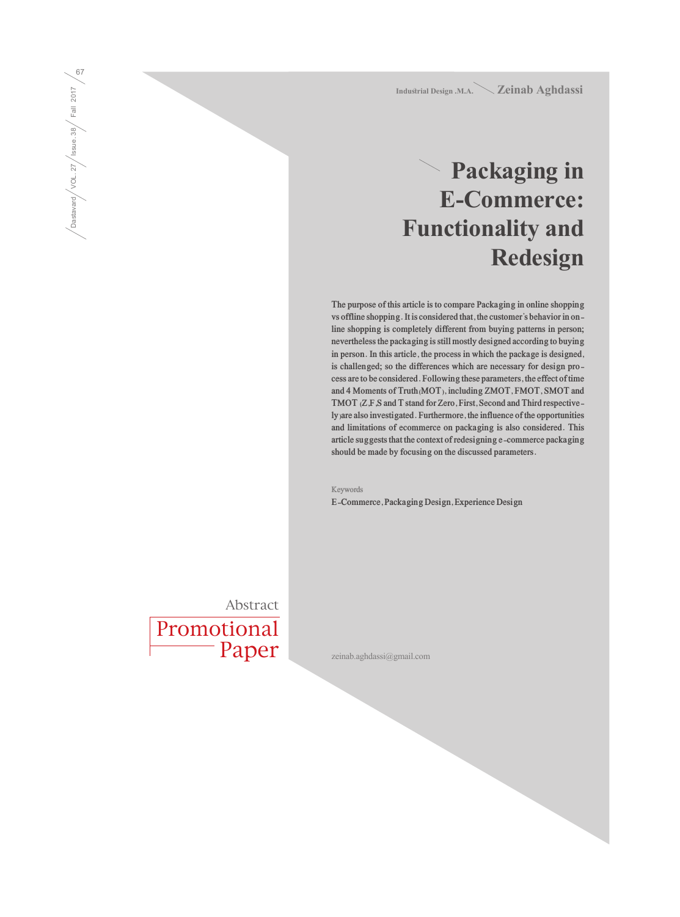Industrial Design .M.A. Zeinab Aghdassi

# Packaging in E-Commerce: Functionality and Redesign

The purpose of this article is to compare Packaging in online shopping vs offline shopping. It is considered that, the customer's behavior in online shopping is completely different from buying patterns in person; nevertheless the packaging is still mostly designed according to buying in person. In this article, the process in which the package is designed, is challenged; so the differences which are necessary for design process are to be considered. Following these parameters, the effect of time and 4 Moments of Truth (MOT), including ZMOT, FMOT, SMOT and TMOT (Z,F,S and T stand for Zero, First, Second and Third respectively) are also investigated. Furthermore, the influence of the opportunities and limitations of ecommerce on packaging is also considered. This article suggests that the context of redesigning e-commerce packaging should be made by focusing on the discussed parameters.

Keywords

E-Commerce, Packaging Design, Experience Design

Abstract

Promotional Paper

zeinab.aghdassi@gmail.com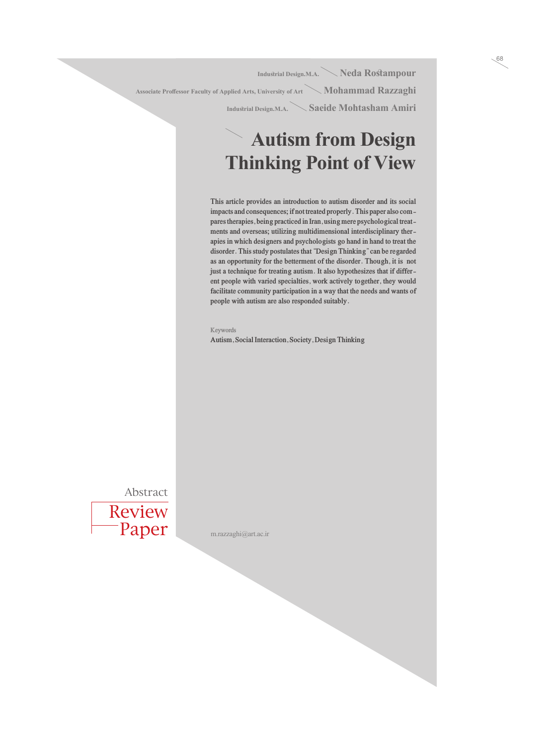Industrial Design.M.A. — **Neda Rostampour**

Associate Proffessor Faculty of Applied Arts, University of Art — **Mohammad Razzaghi**

Industrial Design.M.A. — **Saeide Mohtasham Amiri**

# Autism from Design Thinking Point of View

This article provides an introduction to autism disorder and its social impacts and consequences; if not treated properly. This paper also compares therapies, being practiced in Iran, using mere psychological treatments and overseas; utilizing multidimensional interdisciplinary therapies in which designers and psychologists go hand in hand to treat the disorder. This study postulates that "Design Thinking" can be regarded as an opportunity for the betterment of the disorder. Though, it is not just a technique for treating autism. It also hypothesizes that if different people with varied specialties, work actively together, they would facilitate community participation in a way that the needs and wants of people with autism are also responded suitably.

Keywords

Autism, Social Interaction, Society, Design Thinking

Abstract

Review Paper

m.razzaghi@art.ac.ir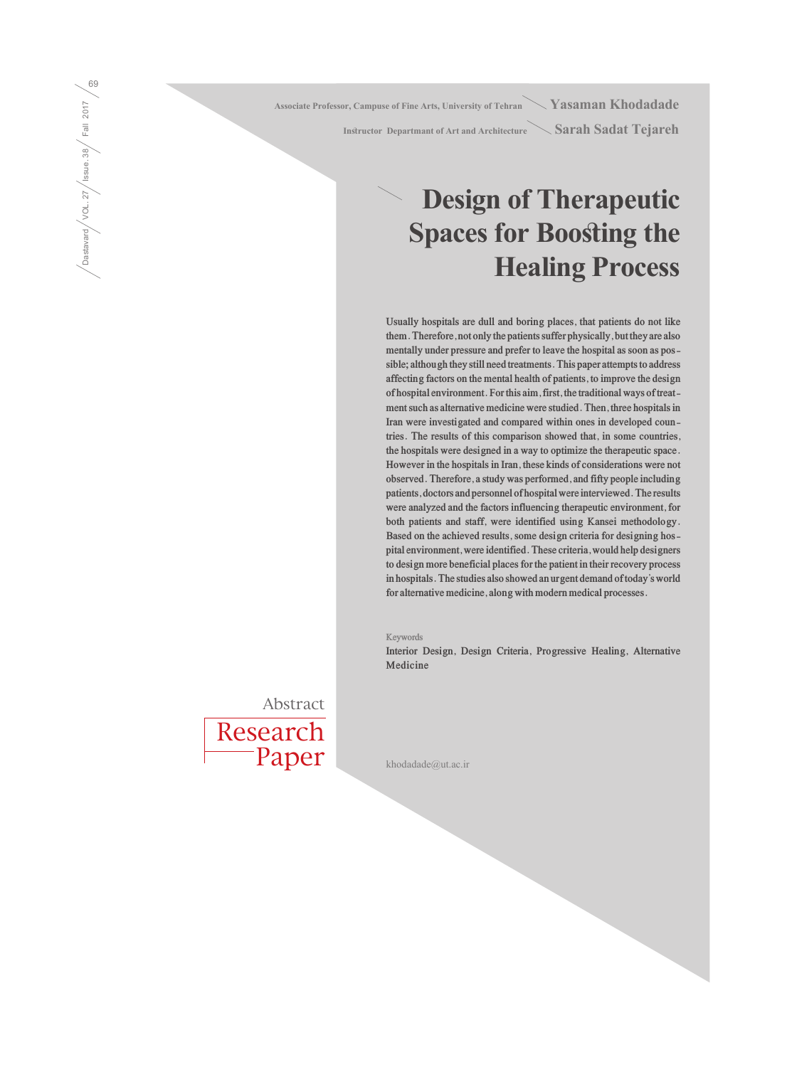Associate Professor, Campuse of Fine Arts, University of Tehran **Yasaman Khodadade**

Instructor Departmant of Art and Architecture **Sarah Sadat Tejareh**

# Design of Therapeutic Spaces for Boosting the Healing Process

Usually hospitals are dull and boring places, that patients do not like them. Therefore, not only the patients suffer physically, but they are also mentally under pressure and prefer to leave the hospital as soon as possible; although they still need treatments. This paper attempts to address affecting factors on the mental health of patients, to improve the design of hospital environment. For this aim, first, the traditional ways of treatment such as alternative medicine were studied. Then, three hospitals in Iran were investigated and compared within ones in developed countries. The results of this comparison showed that, in some countries, the hospitals were designed in a way to optimize the therapeutic space. However in the hospitals in Iran, these kinds of considerations were not observed. Therefore, a study was performed, and fifty people including patients, doctors and personnel of hospital were interviewed. The results were analyzed and the factors influencing therapeutic environment, for both patients and staff, were identified using Kansei methodology. Based on the achieved results, some design criteria for designing hospital environment, were identified. These criteria, would help designers to design more beneficial places for the patient in their recovery process in hospitals. The studies also showed an urgent demand of today's world for alternative medicine, along with modern medical processes.

Keywords

Interior Design, Design Criteria, Progressive Healing, Alternative Medicine

Abstract

Research Paper

khodadade@ut.ac.ir